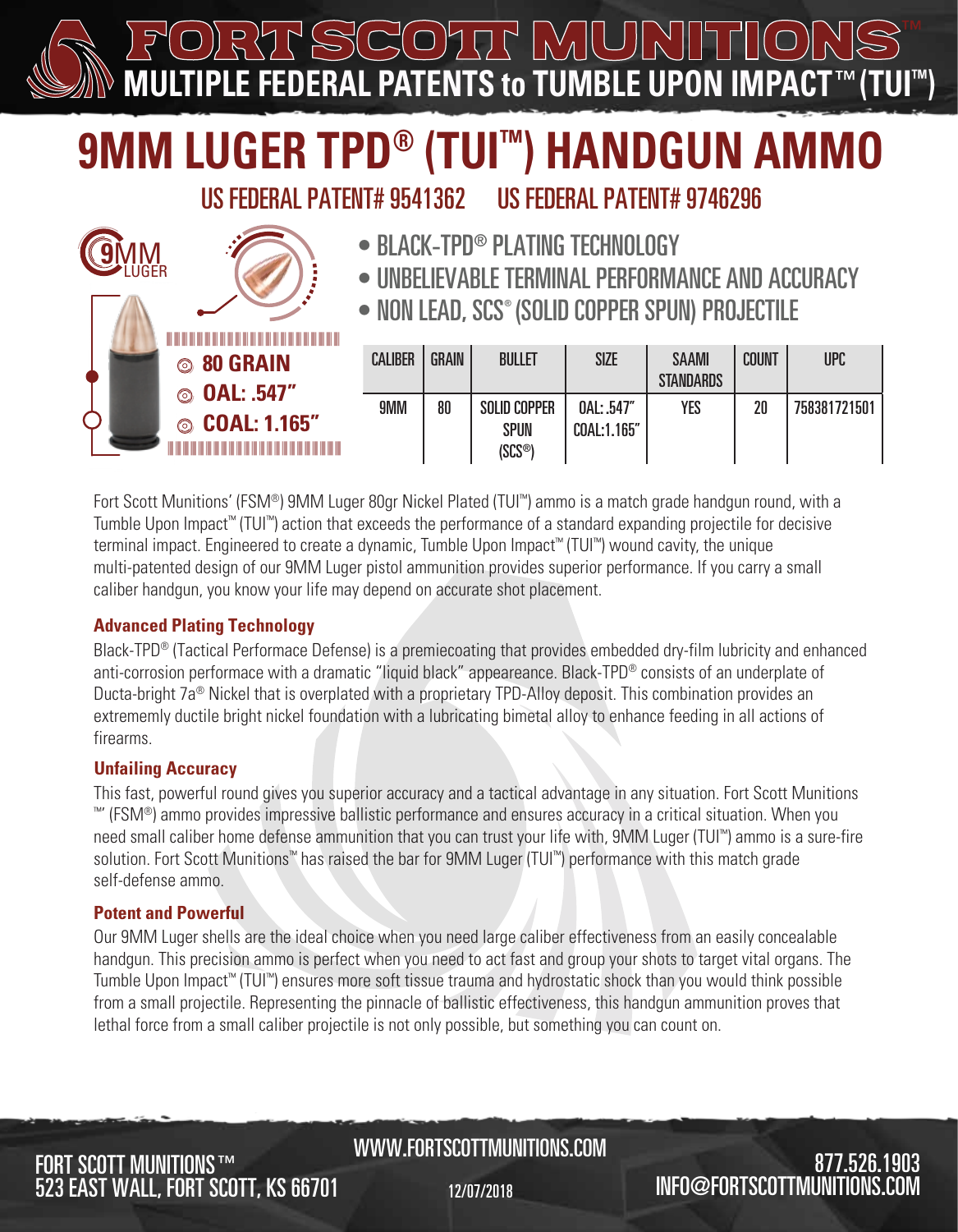# FORT SCOTT MUNITIONS™

## MULTIPLE FEDERAL PATENTS to TUMBLE UPON IMPACT™ (TUI™)

# 9MM LUGER TPD® (TUI™) HANDGUN AMMO

## US FEDERAL PATENT# 9541362 US FEDERAL PATENT# 9746296

9MM LUGER

- 80 GRAIN
- OAL: .547"
- COAL: 1.165"

- BLACK-TPD® PLATING TECHNOLOGY
- UNBELIEVABLE TERMINAL PERFORMANCE AND ACCURACY
- NON LEAD, SCS® (SOLID COPPER SPUN) PROJECTILE

| CALIBER | GRAIN | BULLET | SIZE | SAAMI STANDARDS | COUNT | UPC |
|---|---|---|---|---|---|---|
| 9MM | 80 | SOLID COPPER SPUN (SCS®) | OAL: .547" COAL:1.165" | YES | 20 | 758381721501 |

Fort Scott Munitions' (FSM®) 9MM Luger 80gr Nickel Plated (TUI™) ammo is a match grade handgun round, with a Tumble Upon Impact™ (TUI™) action that exceeds the performance of a standard expanding projectile for decisive terminal impact. Engineered to create a dynamic, Tumble Upon Impact™ (TUI™) wound cavity, the unique multi-patented design of our 9MM Luger pistol ammunition provides superior performance. If you carry a small caliber handgun, you know your life may depend on accurate shot placement.

### Advanced Plating Technology

Black-TPD® (Tactical Performace Defense) is a premiecoating that provides embedded dry-film lubricity and enhanced anti-corrosion performace with a dramatic "liquid black" appeareance. Black-TPD® consists of an underplate of Ducta-bright 7a® Nickel that is overplated with a proprietary TPD-Alloy deposit. This combination provides an extrememly ductile bright nickel foundation with a lubricating bimetal alloy to enhance feeding in all actions of firearms.

### Unfailing Accuracy

This fast, powerful round gives you superior accuracy and a tactical advantage in any situation. Fort Scott Munitions ™' (FSM®) ammo provides impressive ballistic performance and ensures accuracy in a critical situation. When you need small caliber home defense ammunition that you can trust your life with, 9MM Luger (TUI™) ammo is a sure-fire solution. Fort Scott Munitions™ has raised the bar for 9MM Luger (TUI™) performance with this match grade self-defense ammo.

### Potent and Powerful

Our 9MM Luger shells are the ideal choice when you need large caliber effectiveness from an easily concealable handgun. This precision ammo is perfect when you need to act fast and group your shots to target vital organs. The Tumble Upon Impact™ (TUI™) ensures more soft tissue trauma and hydrostatic shock than you would think possible from a small projectile. Representing the pinnacle of ballistic effectiveness, this handgun ammunition proves that lethal force from a small caliber projectile is not only possible, but something you can count on.

FORT SCOTT MUNITIONS™
523 EAST WALL, FORT SCOTT, KS 66701

WWW.FORTSCOTTMUNITIONS.COM

12/07/2018

877.526.1903
INFO@FORTSCOTTMUNITIONS.COM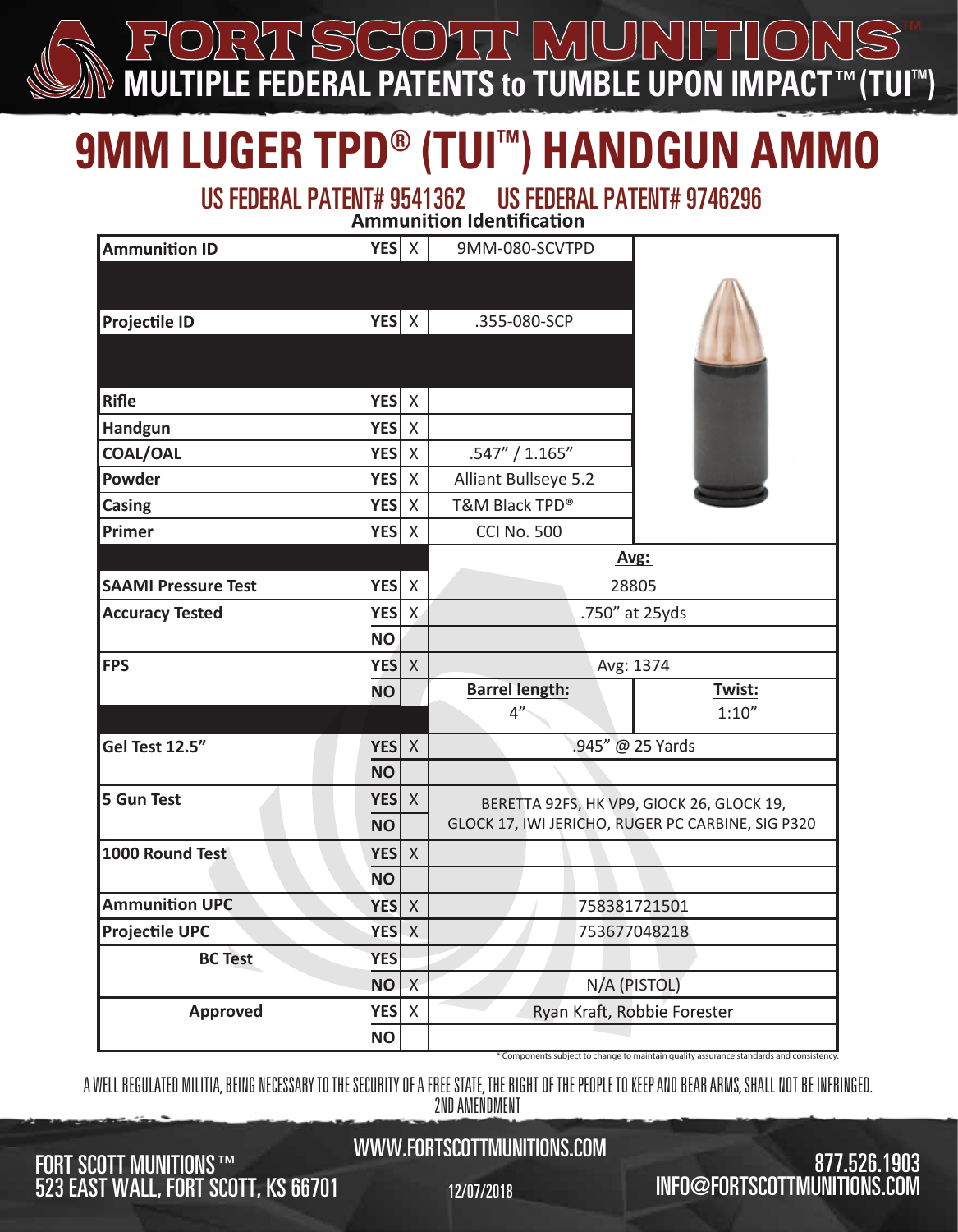# FORT SCOTT MUNITIONS™

## MULTIPLE FEDERAL PATENTS to TUMBLE UPON IMPACT™ (TUI™)

# 9MM LUGER TPD® (TUI™) HANDGUN AMMO

## US FEDERAL PATENT# 9541362 US FEDERAL PATENT# 9746296

### Ammunition Identification

| | | | | |
|---|---|---|---|---|
| **Ammunition ID** | **YES** | X | 9MM-080-SCVTPD | |
| | | | | |
| **Projectile ID** | **YES** | X | .355-080-SCP | |
| | | | | |
| **Rifle** | **YES** | X | | |
| **Handgun** | **YES** | X | | |
| **COAL/OAL** | **YES** | X | .547" / 1.165" | |
| **Powder** | **YES** | X | Alliant Bullseye 5.2 | |
| **Casing** | **YES** | X | T&M Black TPD® | |
| **Primer** | **YES** | X | CCI No. 500 | |
| | | | **Avg:** | |
| **SAAMI Pressure Test** | **YES** | X | 28805 | |
| **Accuracy Tested** | **YES** | X | .750" at 25yds | |
| | **NO** | | | |
| **FPS** | **YES** | X | Avg: 1374 | |
| | **NO** | | **Barrel length:** 4" | **Twist:** 1:10" |
| **Gel Test 12.5"** | **YES** | X | .945" @ 25 Yards | |
| | **NO** | | | |
| **5 Gun Test** | **YES** | X | BERETTA 92FS, HK VP9, GlOCK 26, GLOCK 19, GLOCK 17, IWI JERICHO, RUGER PC CARBINE, SIG P320 | |
| | **NO** | | | |
| **1000 Round Test** | **YES** | X | | |
| | **NO** | | | |
| **Ammunition UPC** | **YES** | X | 758381721501 | |
| **Projectile UPC** | **YES** | X | 753677048218 | |
| **BC Test** | **YES** | | | |
| | **NO** | X | N/A (PISTOL) | |
| **Approved** | **YES** | X | Ryan Kraft, Robbie Forester | |
| | **NO** | | | |

\* Components subject to change to maintain quality assurance standards and consistency.

A WELL REGULATED MILITIA, BEING NECESSARY TO THE SECURITY OF A FREE STATE, THE RIGHT OF THE PEOPLE TO KEEP AND BEAR ARMS, SHALL NOT BE INFRINGED.
2ND AMENDMENT

FORT SCOTT MUNITIONS™
523 EAST WALL, FORT SCOTT, KS 66701

WWW.FORTSCOTTMUNITIONS.COM

12/07/2018

877.526.1903
INFO@FORTSCOTTMUNITIONS.COM